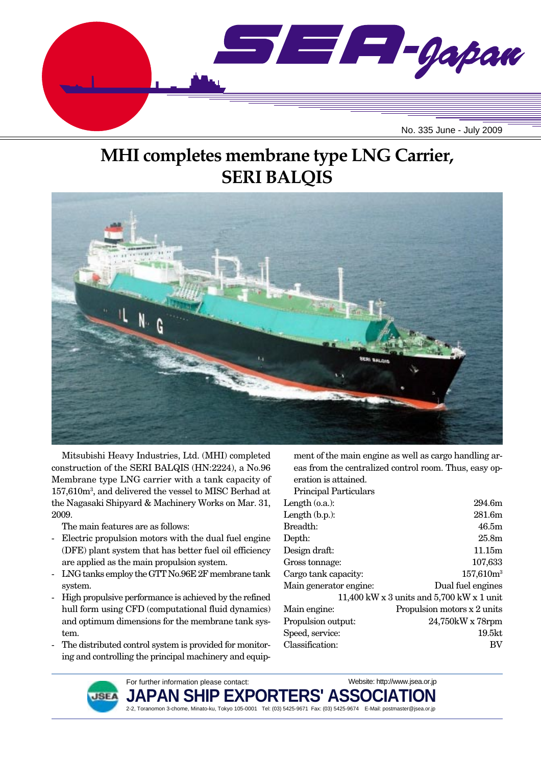SEA-Japan

No. 335 June - July 2009

# MHI completes membrane type LNG Carrier, SERI BALQIS

Mitsubishi Heavy Industries, Ltd. (MHI) completed construction of the SERI BALQIS (HN:2224), a No.96 Membrane type LNG carrier with a tank capacity of 157,610m$^3$, and delivered the vessel to MISC Berhad at the Nagasaki Shipyard & Machinery Works on Mar. 31, 2009.

The main features are as follows:

- Electric propulsion motors with the dual fuel engine (DFE) plant system that has better fuel oil efficiency are applied as the main propulsion system.
- LNG tanks employ the GTT No.96E 2F membrane tank system.
- High propulsive performance is achieved by the refined hull form using CFD (computational fluid dynamics) and optimum dimensions for the membrane tank system.
- The distributed control system is provided for monitoring and controlling the principal machinery and equipment of the main engine as well as cargo handling areas from the centralized control room. Thus, easy operation is attained.

Principal Particulars

| | |
|---|---|
| Length (o.a.): | 294.6m |
| Length (b.p.): | 281.6m |
| Breadth: | 46.5m |
| Depth: | 25.8m |
| Design draft: | 11.15m |
| Gross tonnage: | 107,633 |
| Cargo tank capacity: | 157,610m$^3$ |
| Main generator engine: | Dual fuel engines 11,400 kW x 3 units and 5,700 kW x 1 unit |
| Main engine: | Propulsion motors x 2 units |
| Propulsion output: | 24,750kW x 78rpm |
| Speed, service: | 19.5kt |
| Classification: | BV |

For further information please contact: Website: http://www.jsea.or.jp

JAPAN SHIP EXPORTERS' ASSOCIATION

2-2, Toranomon 3-chome, Minato-ku, Tokyo 105-0001 Tel: (03) 5425-9671 Fax: (03) 5425-9674 E-Mail: postmaster@jsea.or.jp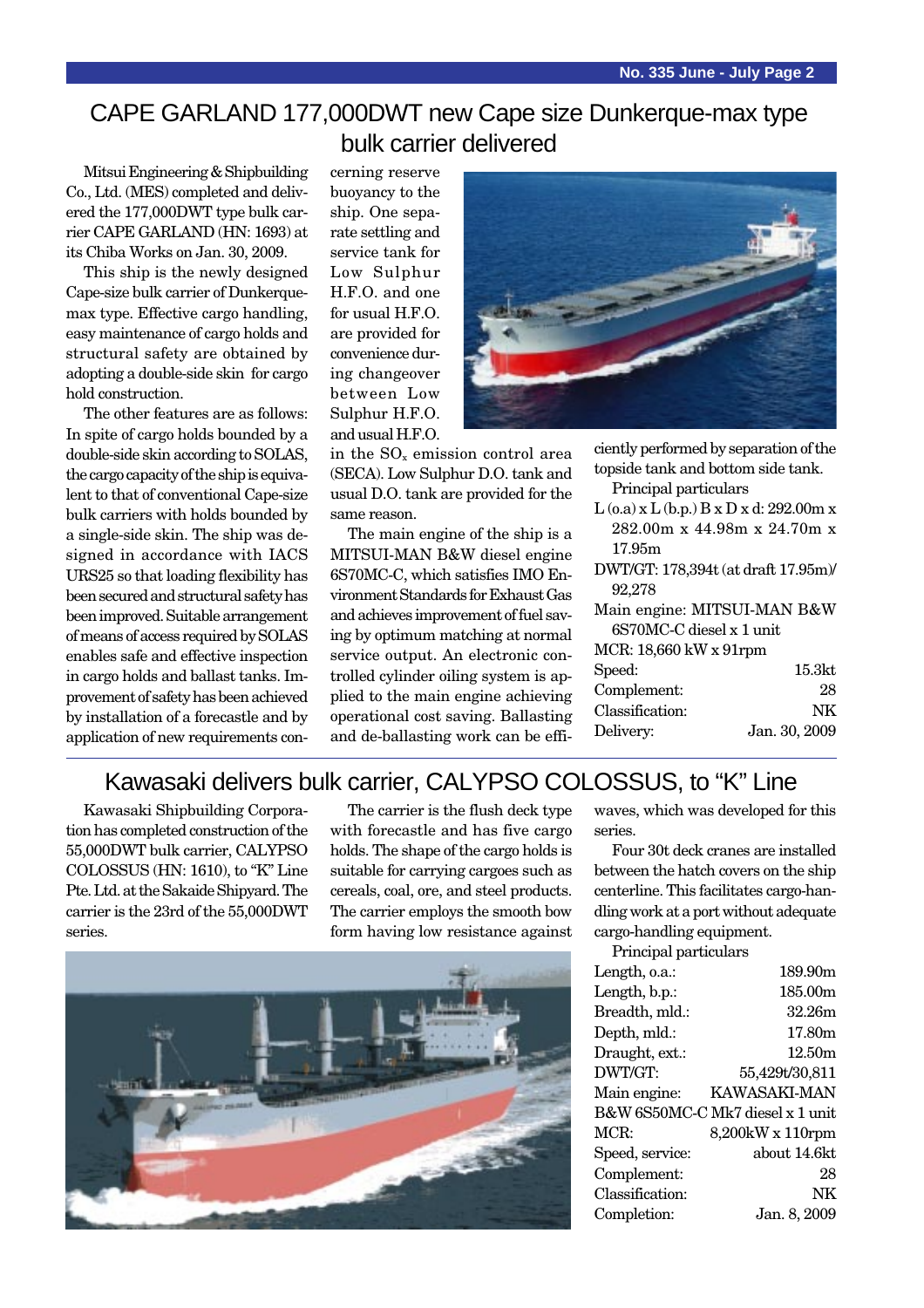# CAPE GARLAND 177,000DWT new Cape size Dunkerque-max type bulk carrier delivered

Mitsui Engineering & Shipbuilding Co., Ltd. (MES) completed and delivered the 177,000DWT type bulk carrier CAPE GARLAND (HN: 1693) at its Chiba Works on Jan. 30, 2009.

This ship is the newly designed Cape-size bulk carrier of Dunkerque-max type. Effective cargo handling, easy maintenance of cargo holds and structural safety are obtained by adopting a double-side skin for cargo hold construction.

The other features are as follows: In spite of cargo holds bounded by a double-side skin according to SOLAS, the cargo capacity of the ship is equivalent to that of conventional Cape-size bulk carriers with holds bounded by a single-side skin. The ship was designed in accordance with IACS URS25 so that loading flexibility has been secured and structural safety has been improved. Suitable arrangement of means of access required by SOLAS enables safe and effective inspection in cargo holds and ballast tanks. Improvement of safety has been achieved by installation of a forecastle and by application of new requirements concerning reserve buoyancy to the ship. One separate settling and service tank for Low Sulphur H.F.O. and one for usual H.F.O. are provided for convenience during changeover between Low Sulphur H.F.O. and usual H.F.O. in the $SO_x$ emission control area (SECA). Low Sulphur D.O. tank and usual D.O. tank are provided for the same reason.

The main engine of the ship is a MITSUI-MAN B&W diesel engine 6S70MC-C, which satisfies IMO Environment Standards for Exhaust Gas and achieves improvement of fuel saving by optimum matching at normal service output. An electronic controlled cylinder oiling system is applied to the main engine achieving operational cost saving. Ballasting and de-ballasting work can be efficiently performed by separation of the topside tank and bottom side tank.

Principal particulars

L (o.a) x L (b.p.) B x D x d: 292.00m x 282.00m x 44.98m x 24.70m x 17.95m

DWT/GT: 178,394t (at draft 17.95m)/ 92,278

Main engine: MITSUI-MAN B&W 6S70MC-C diesel x 1 unit

MCR: 18,660 kW x 91rpm

| | |
|---|---|
| Speed: | 15.3kt |
| Complement: | 28 |
| Classification: | NK |
| Delivery: | Jan. 30, 2009 |

# Kawasaki delivers bulk carrier, CALYPSO COLOSSUS, to "K" Line

Kawasaki Shipbuilding Corporation has completed construction of the 55,000DWT bulk carrier, CALYPSO COLOSSUS (HN: 1610), to "K" Line Pte. Ltd. at the Sakaide Shipyard. The carrier is the 23rd of the 55,000DWT series.

The carrier is the flush deck type with forecastle and has five cargo holds. The shape of the cargo holds is suitable for carrying cargoes such as cereals, coal, ore, and steel products. The carrier employs the smooth bow form having low resistance against waves, which was developed for this series.

Four 30t deck cranes are installed between the hatch covers on the ship centerline. This facilitates cargo-handling work at a port without adequate cargo-handling equipment.

Principal particulars

| | |
|---|---|
| Length, o.a.: | 189.90m |
| Length, b.p.: | 185.00m |
| Breadth, mld.: | 32.26m |
| Depth, mld.: | 17.80m |
| Draught, ext.: | 12.50m |
| DWT/GT: | 55,429t/30,811 |
| Main engine: | KAWASAKI-MAN B&W 6S50MC-C Mk7 diesel x 1 unit |
| MCR: | 8,200kW x 110rpm |
| Speed, service: | about 14.6kt |
| Complement: | 28 |
| Classification: | NK |
| Completion: | Jan. 8, 2009 |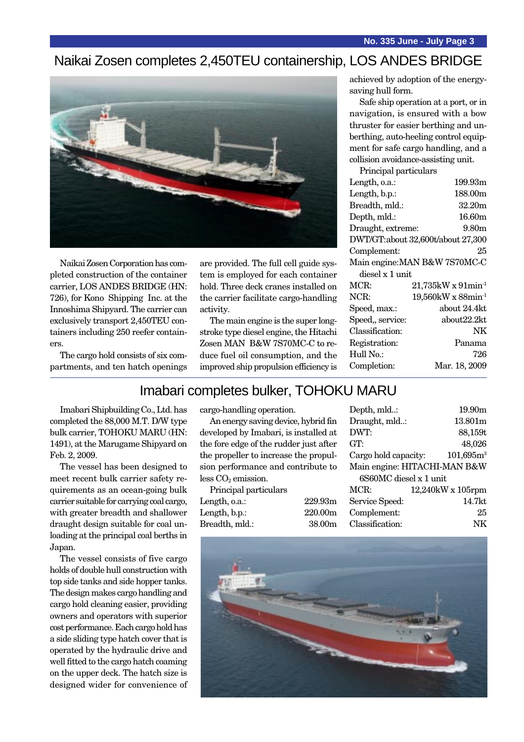# Naikai Zosen completes 2,450TEU containership, LOS ANDES BRIDGE

Naikai Zosen Corporation has completed construction of the container carrier, LOS ANDES BRIDGE (HN: 726), for Kono Shipping Inc. at the Innoshima Shipyard. The carrier can exclusively transport 2,450TEU containers including 250 reefer containers.

The cargo hold consists of six compartments, and ten hatch openings are provided. The full cell guide system is employed for each container hold. Three deck cranes installed on the carrier facilitate cargo-handling activity.

The main engine is the super long-stroke type diesel engine, the Hitachi Zosen MAN B&W 7S70MC-C to reduce fuel oil consumption, and the improved ship propulsion efficiency is achieved by adoption of the energy-saving hull form.

Safe ship operation at a port, or in navigation, is ensured with a bow thruster for easier berthing and unberthing, auto-heeling control equipment for safe cargo handling, and a collision avoidance-assisting unit.

Principal particulars

| | |
|---|---|
| Length, o.a.: | 199.93m |
| Length, b.p.: | 188.00m |
| Breadth, mld.: | 32.20m |
| Depth, mld.: | 16.60m |
| Draught, extreme: | 9.80m |
| DWT/GT: | about 32,600t/about 27,300 |
| Complement: | 25 |
| Main engine: | MAN B&W 7S70MC-C diesel x 1 unit |
| MCR: | 21,735kW x 91min$^{-1}$ |
| NCR: | 19,560kW x 88min$^{-1}$ |
| Speed, max.: | about 24.4kt |
| Speed,, service: | about22.2kt |
| Classification: | NK |
| Registration: | Panama |
| Hull No.: | 726 |
| Completion: | Mar. 18, 2009 |

# Imabari completes bulker, TOHOKU MARU

Imabari Shipbuilding Co., Ltd. has completed the 88,000 M.T. D/W type bulk carrier, TOHOKU MARU (HN: 1491), at the Marugame Shipyard on Feb. 2, 2009.

The vessel has been designed to meet recent bulk carrier safety requirements as an ocean-going bulk carrier suitable for carrying coal cargo, with greater breadth and shallower draught design suitable for coal unloading at the principal coal berths in Japan.

The vessel consists of five cargo holds of double hull construction with top side tanks and side hopper tanks. The design makes cargo handling and cargo hold cleaning easier, providing owners and operators with superior cost performance. Each cargo hold has a side sliding type hatch cover that is operated by the hydraulic drive and well fitted to the cargo hatch coaming on the upper deck. The hatch size is designed wider for convenience of cargo-handling operation.

An energy saving device, hybrid fin developed by Imabari, is installed at the fore edge of the rudder just after the propeller to increase the propulsion performance and contribute to less $CO_2$ emission.

Principal particulars

| | |
|---|---|
| Length, o.a.: | 229.93m |
| Length, b.p.: | 220.00m |
| Breadth, mld.: | 38.00m |
| Depth, mld..: | 19.90m |
| Draught, mld..: | 13.801m |
| DWT: | 88,159t |
| GT: | 48,026 |
| Cargo hold capacity: | 101,695m$^3$ |
| Main engine: | HITACHI-MAN B&W 6S60MC diesel x 1 unit |
| MCR: | 12,240kW x 105rpm |
| Service Speed: | 14.7kt |
| Complement: | 25 |
| Classification: | NK |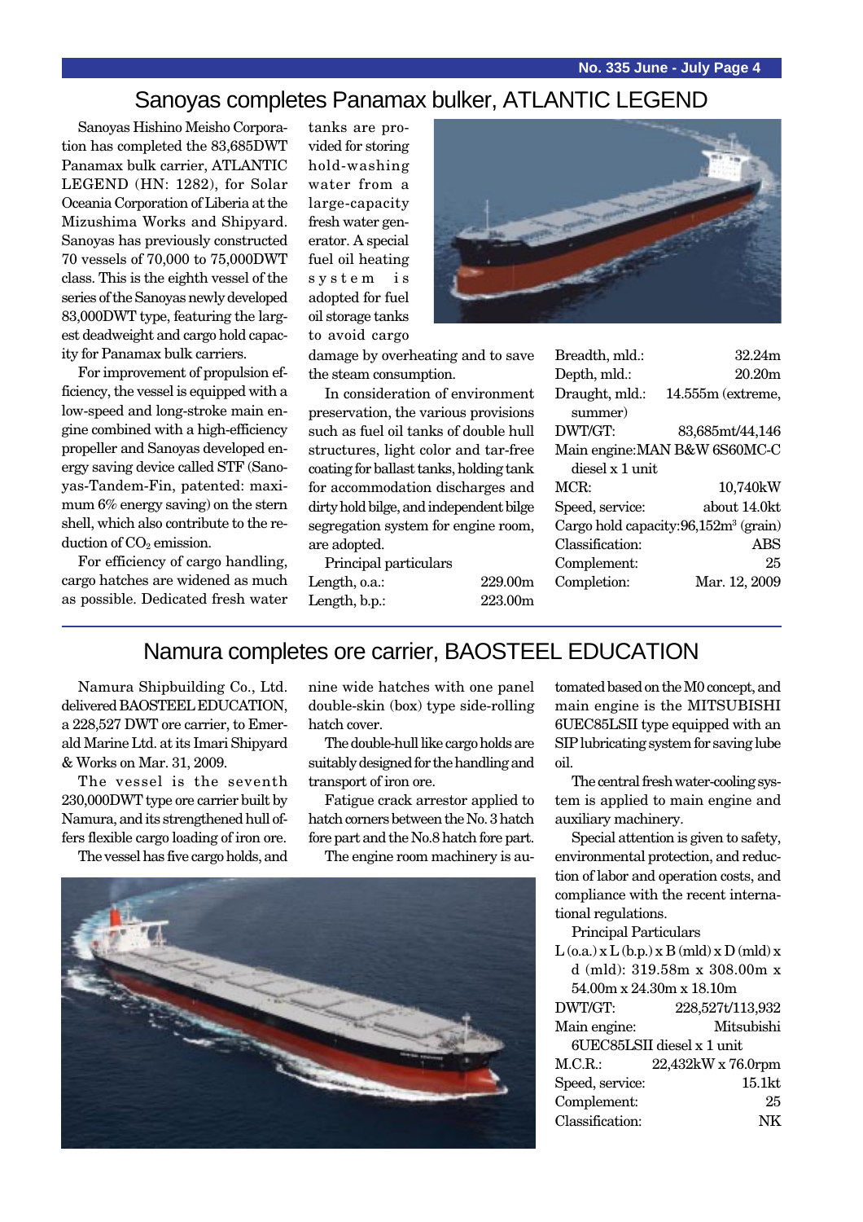## Sanoyas completes Panamax bulker, ATLANTIC LEGEND

Sanoyas Hishino Meisho Corporation has completed the 83,685DWT Panamax bulk carrier, ATLANTIC LEGEND (HN: 1282), for Solar Oceania Corporation of Liberia at the Mizushima Works and Shipyard. Sanoyas has previously constructed 70 vessels of 70,000 to 75,000DWT class. This is the eighth vessel of the series of the Sanoyas newly developed 83,000DWT type, featuring the largest deadweight and cargo hold capacity for Panamax bulk carriers.

For improvement of propulsion efficiency, the vessel is equipped with a low-speed and long-stroke main engine combined with a high-efficiency propeller and Sanoyas developed energy saving device called STF (Sanoyas-Tandem-Fin, patented: maximum 6% energy saving) on the stern shell, which also contribute to the reduction of $CO_2$ emission.

For efficiency of cargo handling, cargo hatches are widened as much as possible. Dedicated fresh water tanks are provided for storing hold-washing water from a large-capacity fresh water generator. A special fuel oil heating system is adopted for fuel oil storage tanks to avoid cargo damage by overheating and to save the steam consumption.

In consideration of environment preservation, the various provisions such as fuel oil tanks of double hull structures, light color and tar-free coating for ballast tanks, holding tank for accommodation discharges and dirty hold bilge, and independent bilge segregation system for engine room, are adopted.

Principal particulars

| | |
|---|---|
| Length, o.a.: | 229.00m |
| Length, b.p.: | 223.00m |
| Breadth, mld.: | 32.24m |
| Depth, mld.: | 20.20m |
| Draught, mld.: | 14.555m (extreme, summer) |
| DWT/GT: | 83,685mt/44,146 |
| Main engine: | MAN B&W 6S60MC-C diesel x 1 unit |
| MCR: | 10,740kW |
| Speed, service: | about 14.0kt |
| Cargo hold capacity: | 96,152m$^3$ (grain) |
| Classification: | ABS |
| Complement: | 25 |
| Completion: | Mar. 12, 2009 |

## Namura completes ore carrier, BAOSTEEL EDUCATION

Namura Shipbuilding Co., Ltd. delivered BAOSTEEL EDUCATION, a 228,527 DWT ore carrier, to Emerald Marine Ltd. at its Imari Shipyard & Works on Mar. 31, 2009.

The vessel is the seventh 230,000DWT type ore carrier built by Namura, and its strengthened hull offers flexible cargo loading of iron ore.

The vessel has five cargo holds, and nine wide hatches with one panel double-skin (box) type side-rolling hatch cover.

The double-hull like cargo holds are suitably designed for the handling and transport of iron ore.

Fatigue crack arrestor applied to hatch corners between the No. 3 hatch fore part and the No.8 hatch fore part.

The engine room machinery is automated based on the M0 concept, and main engine is the MITSUBISHI 6UEC85LSII type equipped with an SIP lubricating system for saving lube oil.

The central fresh water-cooling system is applied to main engine and auxiliary machinery.

Special attention is given to safety, environmental protection, and reduction of labor and operation costs, and compliance with the recent international regulations.

Principal Particulars

| | |
|---|---|
| L (o.a.) x L (b.p.) x B (mld) x D (mld) x d (mld): | 319.58m x 308.00m x 54.00m x 24.30m x 18.10m |
| DWT/GT: | 228,527t/113,932 |
| Main engine: | Mitsubishi 6UEC85LSII diesel x 1 unit |
| M.C.R.: | 22,432kW x 76.0rpm |
| Speed, service: | 15.1kt |
| Complement: | 25 |
| Classification: | NK |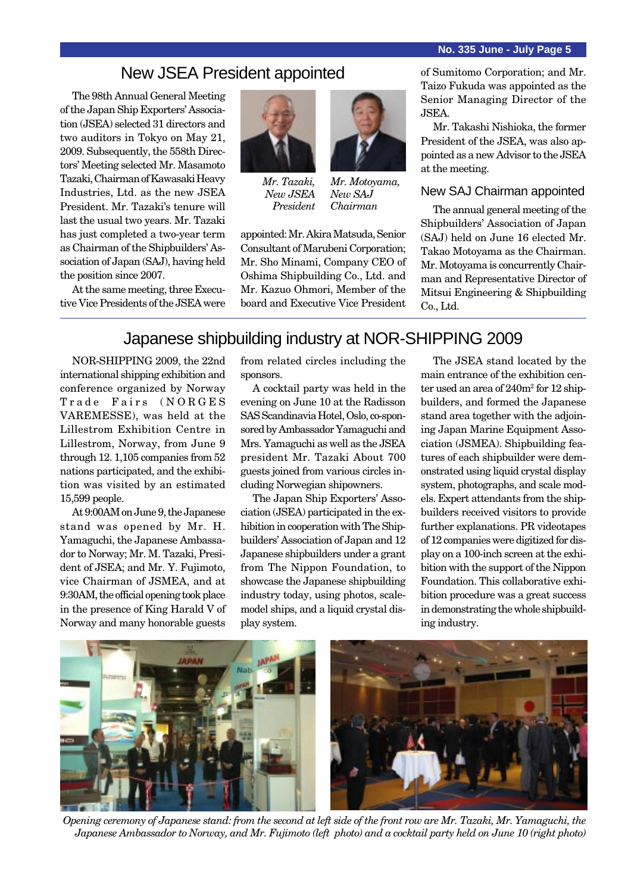## New JSEA President appointed

The 98th Annual General Meeting of the Japan Ship Exporters' Association (JSEA) selected 31 directors and two auditors in Tokyo on May 21, 2009. Subsequently, the 558th Directors' Meeting selected Mr. Masamoto Tazaki, Chairman of Kawasaki Heavy Industries, Ltd. as the new JSEA President. Mr. Tazaki's tenure will last the usual two years. Mr. Tazaki has just completed a two-year term as Chairman of the Shipbuilders' Association of Japan (SAJ), having held the position since 2007.

At the same meeting, three Executive Vice Presidents of the JSEA were appointed: Mr. Akira Matsuda, Senior Consultant of Marubeni Corporation; Mr. Sho Minami, Company CEO of Oshima Shipbuilding Co., Ltd. and Mr. Kazuo Ohmori, Member of the board and Executive Vice President of Sumitomo Corporation; and Mr. Taizo Fukuda was appointed as the Senior Managing Director of the JSEA.

Mr. Takashi Nishioka, the former President of the JSEA, was also appointed as a new Advisor to the JSEA at the meeting.

*Mr. Tazaki, New JSEA President*

*Mr. Motoyama, New SAJ Chairman*

### New SAJ Chairman appointed

The annual general meeting of the Shipbuilders' Association of Japan (SAJ) held on June 16 elected Mr. Takao Motoyama as the Chairman. Mr. Motoyama is concurrently Chairman and Representative Director of Mitsui Engineering & Shipbuilding Co., Ltd.

## Japanese shipbuilding industry at NOR-SHIPPING 2009

NOR-SHIPPING 2009, the 22nd international shipping exhibition and conference organized by Norway Trade Fairs (NORGES VAREMESSE), was held at the Lillestrom Exhibition Centre in Lillestrom, Norway, from June 9 through 12. 1,105 companies from 52 nations participated, and the exhibition was visited by an estimated 15,599 people.

At 9:00AM on June 9, the Japanese stand was opened by Mr. H. Yamaguchi, the Japanese Ambassador to Norway; Mr. M. Tazaki, President of JSEA; and Mr. Y. Fujimoto, vice Chairman of JSMEA, and at 9:30AM, the official opening took place in the presence of King Harald V of Norway and many honorable guests from related circles including the sponsors.

A cocktail party was held in the evening on June 10 at the Radisson SAS Scandinavia Hotel, Oslo, co-sponsored by Ambassador Yamaguchi and Mrs. Yamaguchi as well as the JSEA president Mr. Tazaki About 700 guests joined from various circles including Norwegian shipowners.

The Japan Ship Exporters' Association (JSEA) participated in the exhibition in cooperation with The Shipbuilders' Association of Japan and 12 Japanese shipbuilders under a grant from The Nippon Foundation, to showcase the Japanese shipbuilding industry today, using photos, scale-model ships, and a liquid crystal display system.

The JSEA stand located by the main entrance of the exhibition center used an area of 240m² for 12 shipbuilders, and formed the Japanese stand area together with the adjoining Japan Marine Equipment Association (JSMEA). Shipbuilding features of each shipbuilder were demonstrated using liquid crystal display system, photographs, and scale models. Expert attendants from the shipbuilders received visitors to provide further explanations. PR videotapes of 12 companies were digitized for display on a 100-inch screen at the exhibition with the support of the Nippon Foundation. This collaborative exhibition procedure was a great success in demonstrating the whole shipbuilding industry.

*Opening ceremony of Japanese stand: from the second at left side of the front row are Mr. Tazaki, Mr. Yamaguchi, the Japanese Ambassador to Norway, and Mr. Fujimoto (left photo) and a cocktail party held on June 10 (right photo)*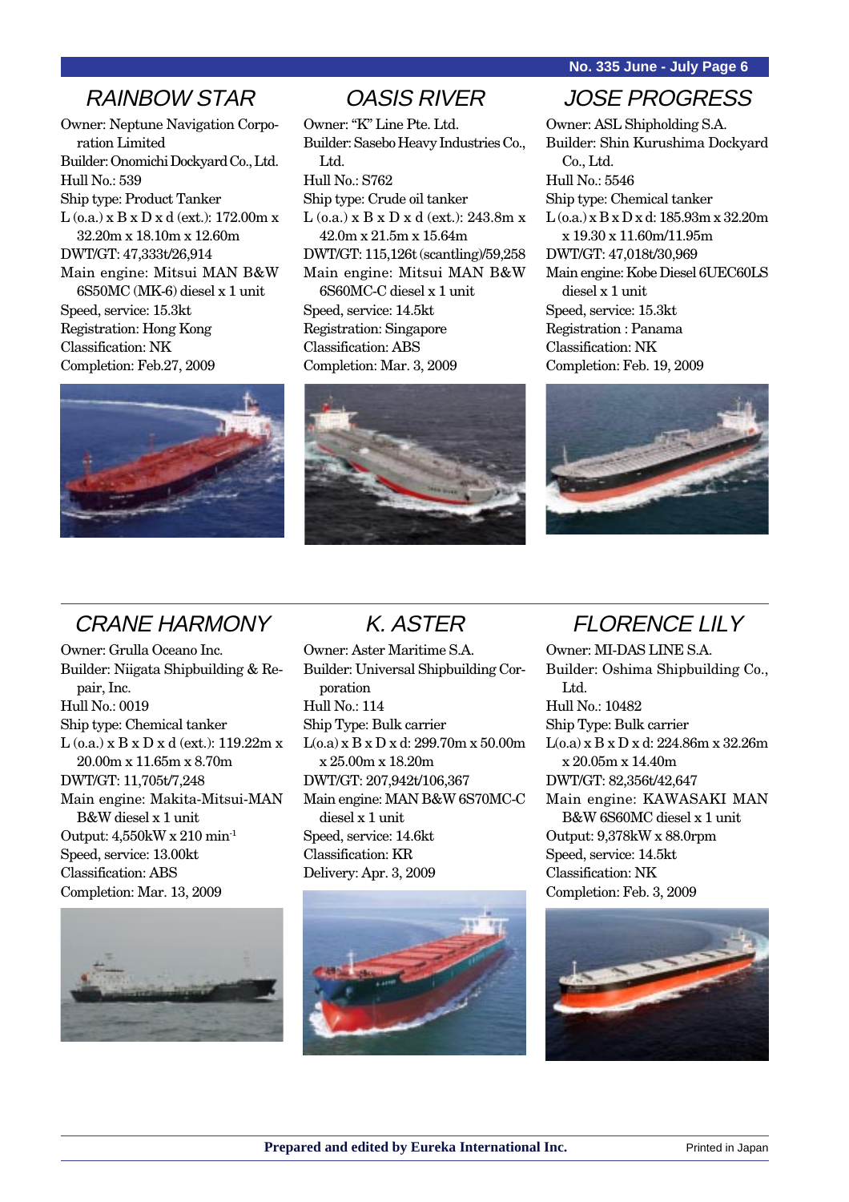## RAINBOW STAR

Owner: Neptune Navigation Corporation Limited
Builder: Onomichi Dockyard Co., Ltd.
Hull No.: 539
Ship type: Product Tanker
L (o.a.) x B x D x d (ext.): 172.00m x 32.20m x 18.10m x 12.60m
DWT/GT: 47,333t/26,914
Main engine: Mitsui MAN B&W 6S50MC (MK-6) diesel x 1 unit
Speed, service: 15.3kt
Registration: Hong Kong
Classification: NK
Completion: Feb.27, 2009

## OASIS RIVER

Owner: "K" Line Pte. Ltd.
Builder: Sasebo Heavy Industries Co., Ltd.
Hull No.: S762
Ship type: Crude oil tanker
L (o.a.) x B x D x d (ext.): 243.8m x 42.0m x 21.5m x 15.64m
DWT/GT: 115,126t (scantling)/59,258
Main engine: Mitsui MAN B&W 6S60MC-C diesel x 1 unit
Speed, service: 14.5kt
Registration: Singapore
Classification: ABS
Completion: Mar. 3, 2009

## JOSE PROGRESS

Owner: ASL Shipholding S.A.
Builder: Shin Kurushima Dockyard Co., Ltd.
Hull No.: 5546
Ship type: Chemical tanker
L (o.a.) x B x D x d: 185.93m x 32.20m x 19.30 x 11.60m/11.95m
DWT/GT: 47,018t/30,969
Main engine: Kobe Diesel 6UEC60LS diesel x 1 unit
Speed, service: 15.3kt
Registration : Panama
Classification: NK
Completion: Feb. 19, 2009

## CRANE HARMONY

Owner: Grulla Oceano Inc.
Builder: Niigata Shipbuilding & Repair, Inc.
Hull No.: 0019
Ship type: Chemical tanker
L (o.a.) x B x D x d (ext.): 119.22m x 20.00m x 11.65m x 8.70m
DWT/GT: 11,705t/7,248
Main engine: Makita-Mitsui-MAN B&W diesel x 1 unit
Output: 4,550kW x 210 $min^{-1}$
Speed, service: 13.00kt
Classification: ABS
Completion: Mar. 13, 2009

## K. ASTER

Owner: Aster Maritime S.A.
Builder: Universal Shipbuilding Corporation
Hull No.: 114
Ship Type: Bulk carrier
L(o.a.) x B x D x d: 299.70m x 50.00m x 25.00m x 18.20m
DWT/GT: 207,942t/106,367
Main engine: MAN B&W 6S70MC-C diesel x 1 unit
Speed, service: 14.6kt
Classification: KR
Delivery: Apr. 3, 2009

## FLORENCE LILY

Owner: MI-DAS LINE S.A.
Builder: Oshima Shipbuilding Co., Ltd.
Hull No.: 10482
Ship Type: Bulk carrier
L(o.a) x B x D x d: 224.86m x 32.26m x 20.05m x 14.40m
DWT/GT: 82,356t/42,647
Main engine: KAWASAKI MAN B&W 6S60MC diesel x 1 unit
Output: 9,378kW x 88.0rpm
Speed, service: 14.5kt
Classification: NK
Completion: Feb. 3, 2009

**Prepared and edited by Eureka International Inc.** Printed in Japan